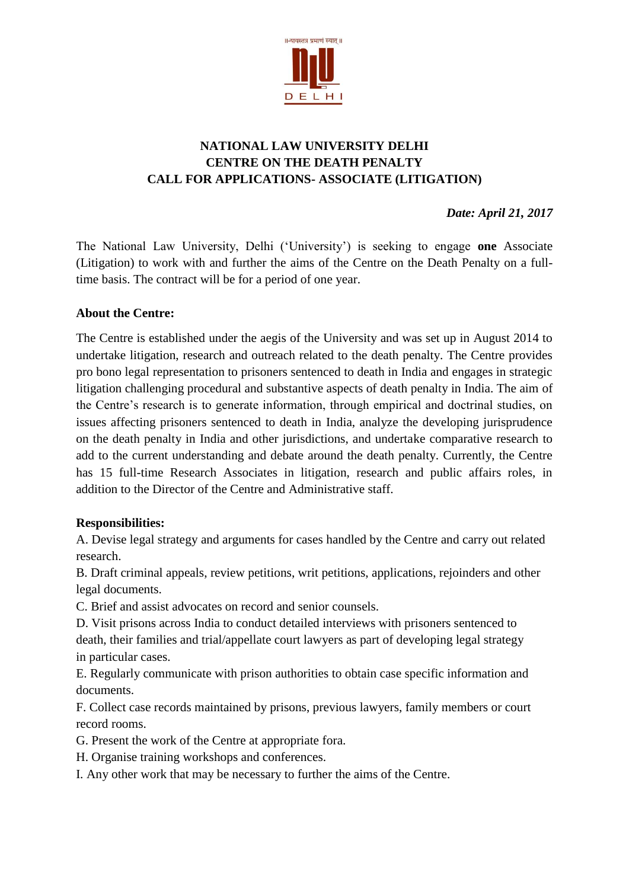॥न्यायस्तत्र प्रमाणं स्यात्॥

NLU DELHI

**NATIONAL LAW UNIVERSITY DELHI**
**CENTRE ON THE DEATH PENALTY**
**CALL FOR APPLICATIONS- ASSOCIATE (LITIGATION)**

***Date: April 21, 2017***

The National Law University, Delhi ('University') is seeking to engage **one** Associate (Litigation) to work with and further the aims of the Centre on the Death Penalty on a full-time basis. The contract will be for a period of one year.

**About the Centre:**

The Centre is established under the aegis of the University and was set up in August 2014 to undertake litigation, research and outreach related to the death penalty. The Centre provides pro bono legal representation to prisoners sentenced to death in India and engages in strategic litigation challenging procedural and substantive aspects of death penalty in India. The aim of the Centre's research is to generate information, through empirical and doctrinal studies, on issues affecting prisoners sentenced to death in India, analyze the developing jurisprudence on the death penalty in India and other jurisdictions, and undertake comparative research to add to the current understanding and debate around the death penalty. Currently, the Centre has 15 full-time Research Associates in litigation, research and public affairs roles, in addition to the Director of the Centre and Administrative staff.

**Responsibilities:**

A. Devise legal strategy and arguments for cases handled by the Centre and carry out related research.

B. Draft criminal appeals, review petitions, writ petitions, applications, rejoinders and other legal documents.

C. Brief and assist advocates on record and senior counsels.

D. Visit prisons across India to conduct detailed interviews with prisoners sentenced to death, their families and trial/appellate court lawyers as part of developing legal strategy in particular cases.

E. Regularly communicate with prison authorities to obtain case specific information and documents.

F. Collect case records maintained by prisons, previous lawyers, family members or court record rooms.

G. Present the work of the Centre at appropriate fora.

H. Organise training workshops and conferences.

I. Any other work that may be necessary to further the aims of the Centre.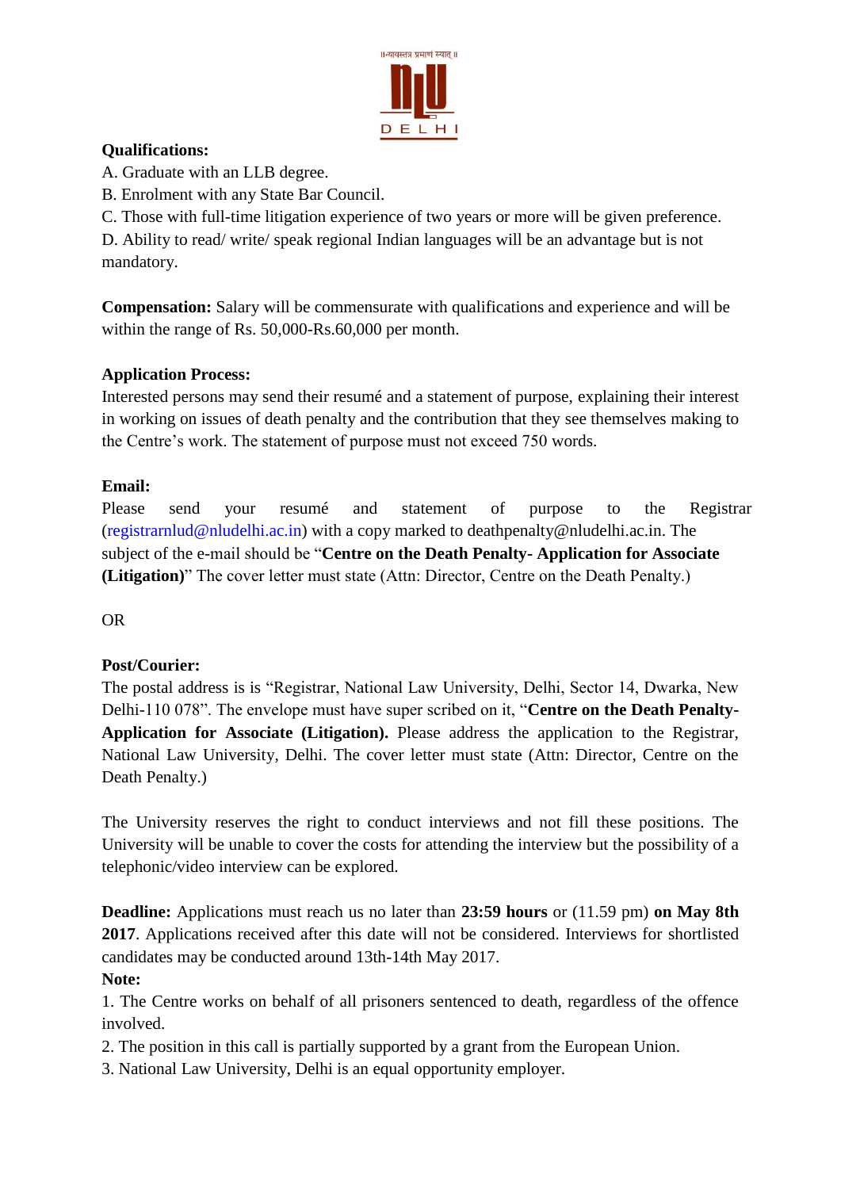**Qualifications:**

A. Graduate with an LLB degree.
B. Enrolment with any State Bar Council.
C. Those with full-time litigation experience of two years or more will be given preference.
D. Ability to read/ write/ speak regional Indian languages will be an advantage but is not mandatory.

**Compensation:** Salary will be commensurate with qualifications and experience and will be within the range of Rs. 50,000-Rs.60,000 per month.

**Application Process:**

Interested persons may send their resumé and a statement of purpose, explaining their interest in working on issues of death penalty and the contribution that they see themselves making to the Centre's work. The statement of purpose must not exceed 750 words.

**Email:**

Please send your resumé and statement of purpose to the Registrar (registrarnlud@nludelhi.ac.in) with a copy marked to deathpenalty@nludelhi.ac.in. The subject of the e-mail should be "**Centre on the Death Penalty- Application for Associate (Litigation)**" The cover letter must state (Attn: Director, Centre on the Death Penalty.)

OR

**Post/Courier:**

The postal address is is "Registrar, National Law University, Delhi, Sector 14, Dwarka, New Delhi-110 078". The envelope must have super scribed on it, "**Centre on the Death Penalty- Application for Associate (Litigation).** Please address the application to the Registrar, National Law University, Delhi. The cover letter must state (Attn: Director, Centre on the Death Penalty.)

The University reserves the right to conduct interviews and not fill these positions. The University will be unable to cover the costs for attending the interview but the possibility of a telephonic/video interview can be explored.

**Deadline:** Applications must reach us no later than **23:59 hours** or (11.59 pm) **on May 8th 2017**. Applications received after this date will not be considered. Interviews for shortlisted candidates may be conducted around 13th-14th May 2017.

**Note:**

1. The Centre works on behalf of all prisoners sentenced to death, regardless of the offence involved.
2. The position in this call is partially supported by a grant from the European Union.
3. National Law University, Delhi is an equal opportunity employer.